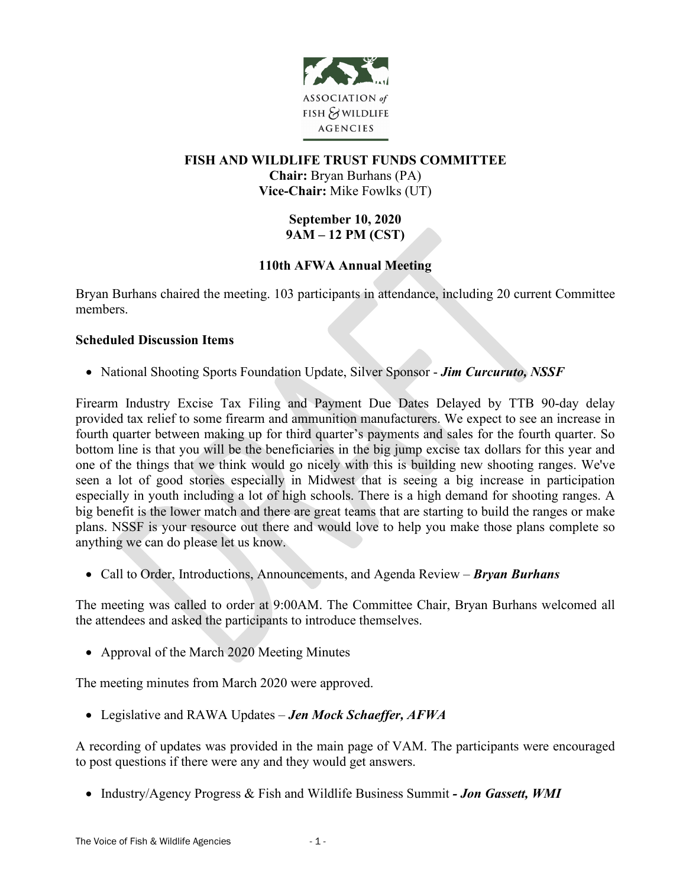ASSOCIATION of FISH & WILDLIFE AGENCIES

**FISH AND WILDLIFE TRUST FUNDS COMMITTEE**
**Chair:** Bryan Burhans (PA)
**Vice-Chair:** Mike Fowlks (UT)

**September 10, 2020**
**9AM – 12 PM (CST)**

**110th AFWA Annual Meeting**

Bryan Burhans chaired the meeting. 103 participants in attendance, including 20 current Committee members.

**Scheduled Discussion Items**

- National Shooting Sports Foundation Update, Silver Sponsor - ***Jim Curcuruto, NSSF***

Firearm Industry Excise Tax Filing and Payment Due Dates Delayed by TTB 90-day delay provided tax relief to some firearm and ammunition manufacturers. We expect to see an increase in fourth quarter between making up for third quarter's payments and sales for the fourth quarter. So bottom line is that you will be the beneficiaries in the big jump excise tax dollars for this year and one of the things that we think would go nicely with this is building new shooting ranges. We've seen a lot of good stories especially in Midwest that is seeing a big increase in participation especially in youth including a lot of high schools. There is a high demand for shooting ranges. A big benefit is the lower match and there are great teams that are starting to build the ranges or make plans. NSSF is your resource out there and would love to help you make those plans complete so anything we can do please let us know.

- Call to Order, Introductions, Announcements, and Agenda Review – ***Bryan Burhans***

The meeting was called to order at 9:00AM. The Committee Chair, Bryan Burhans welcomed all the attendees and asked the participants to introduce themselves.

- Approval of the March 2020 Meeting Minutes

The meeting minutes from March 2020 were approved.

- Legislative and RAWA Updates – ***Jen Mock Schaeffer, AFWA***

A recording of updates was provided in the main page of VAM. The participants were encouraged to post questions if there were any and they would get answers.

- Industry/Agency Progress & Fish and Wildlife Business Summit **- *Jon Gassett, WMI***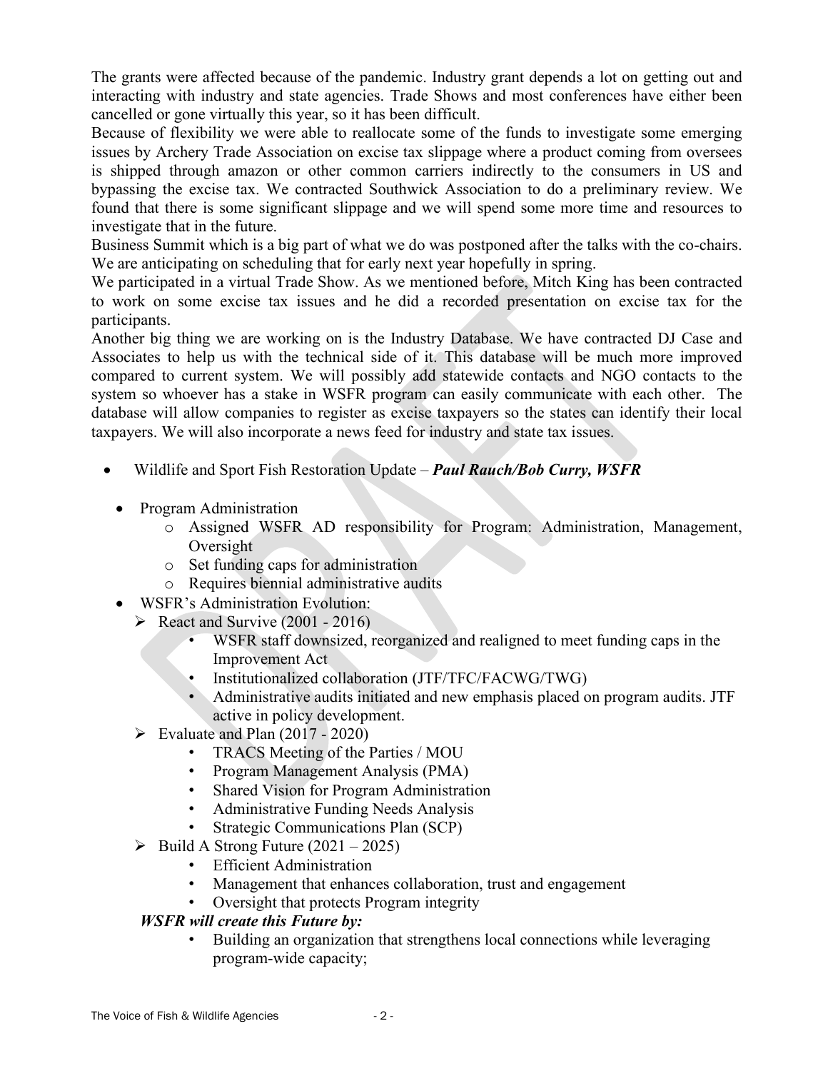The grants were affected because of the pandemic. Industry grant depends a lot on getting out and interacting with industry and state agencies. Trade Shows and most conferences have either been cancelled or gone virtually this year, so it has been difficult.

Because of flexibility we were able to reallocate some of the funds to investigate some emerging issues by Archery Trade Association on excise tax slippage where a product coming from oversees is shipped through amazon or other common carriers indirectly to the consumers in US and bypassing the excise tax. We contracted Southwick Association to do a preliminary review. We found that there is some significant slippage and we will spend some more time and resources to investigate that in the future.

Business Summit which is a big part of what we do was postponed after the talks with the co-chairs. We are anticipating on scheduling that for early next year hopefully in spring.

We participated in a virtual Trade Show. As we mentioned before, Mitch King has been contracted to work on some excise tax issues and he did a recorded presentation on excise tax for the participants.

Another big thing we are working on is the Industry Database. We have contracted DJ Case and Associates to help us with the technical side of it. This database will be much more improved compared to current system. We will possibly add statewide contacts and NGO contacts to the system so whoever has a stake in WSFR program can easily communicate with each other. The database will allow companies to register as excise taxpayers so the states can identify their local taxpayers. We will also incorporate a news feed for industry and state tax issues.

- Wildlife and Sport Fish Restoration Update – ***Paul Rauch/Bob Curry, WSFR***

  - Program Administration
    - Assigned WSFR AD responsibility for Program: Administration, Management, Oversight
    - Set funding caps for administration
    - Requires biennial administrative audits
  - WSFR's Administration Evolution:
    - React and Survive (2001 - 2016)
      - WSFR staff downsized, reorganized and realigned to meet funding caps in the Improvement Act
      - Institutionalized collaboration (JTF/TFC/FACWG/TWG)
      - Administrative audits initiated and new emphasis placed on program audits. JTF active in policy development.
    - Evaluate and Plan (2017 - 2020)
      - TRACS Meeting of the Parties / MOU
      - Program Management Analysis (PMA)
      - Shared Vision for Program Administration
      - Administrative Funding Needs Analysis
      - Strategic Communications Plan (SCP)
    - Build A Strong Future (2021 – 2025)
      - Efficient Administration
      - Management that enhances collaboration, trust and engagement
      - Oversight that protects Program integrity

    ***WSFR will create this Future by:***

      - Building an organization that strengthens local connections while leveraging program-wide capacity;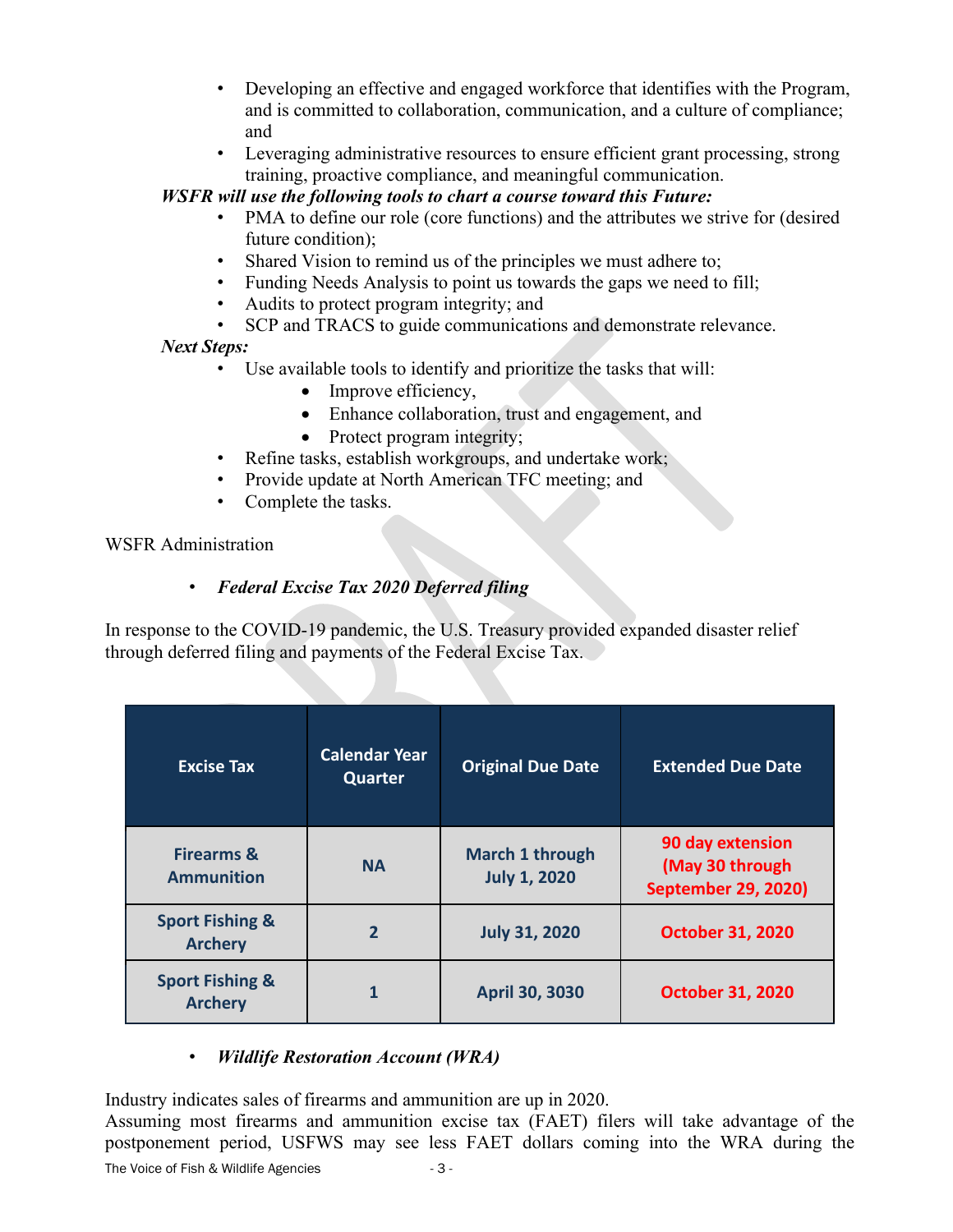- Developing an effective and engaged workforce that identifies with the Program, and is committed to collaboration, communication, and a culture of compliance; and
- Leveraging administrative resources to ensure efficient grant processing, strong training, proactive compliance, and meaningful communication.

***WSFR will use the following tools to chart a course toward this Future:***

- PMA to define our role (core functions) and the attributes we strive for (desired future condition);
- Shared Vision to remind us of the principles we must adhere to;
- Funding Needs Analysis to point us towards the gaps we need to fill;
- Audits to protect program integrity; and
- SCP and TRACS to guide communications and demonstrate relevance.

***Next Steps:***

- Use available tools to identify and prioritize the tasks that will:
  - Improve efficiency,
  - Enhance collaboration, trust and engagement, and
  - Protect program integrity;
- Refine tasks, establish workgroups, and undertake work;
- Provide update at North American TFC meeting; and
- Complete the tasks.

WSFR Administration

- ***Federal Excise Tax 2020 Deferred filing***

In response to the COVID-19 pandemic, the U.S. Treasury provided expanded disaster relief through deferred filing and payments of the Federal Excise Tax.

| Excise Tax | Calendar Year Quarter | Original Due Date | Extended Due Date |
|---|---|---|---|
| Firearms & Ammunition | NA | March 1 through July 1, 2020 | 90 day extension (May 30 through September 29, 2020) |
| Sport Fishing & Archery | 2 | July 31, 2020 | October 31, 2020 |
| Sport Fishing & Archery | 1 | April 30, 3030 | October 31, 2020 |

- ***Wildlife Restoration Account (WRA)***

Industry indicates sales of firearms and ammunition are up in 2020.
Assuming most firearms and ammunition excise tax (FAET) filers will take advantage of the postponement period, USFWS may see less FAET dollars coming into the WRA during the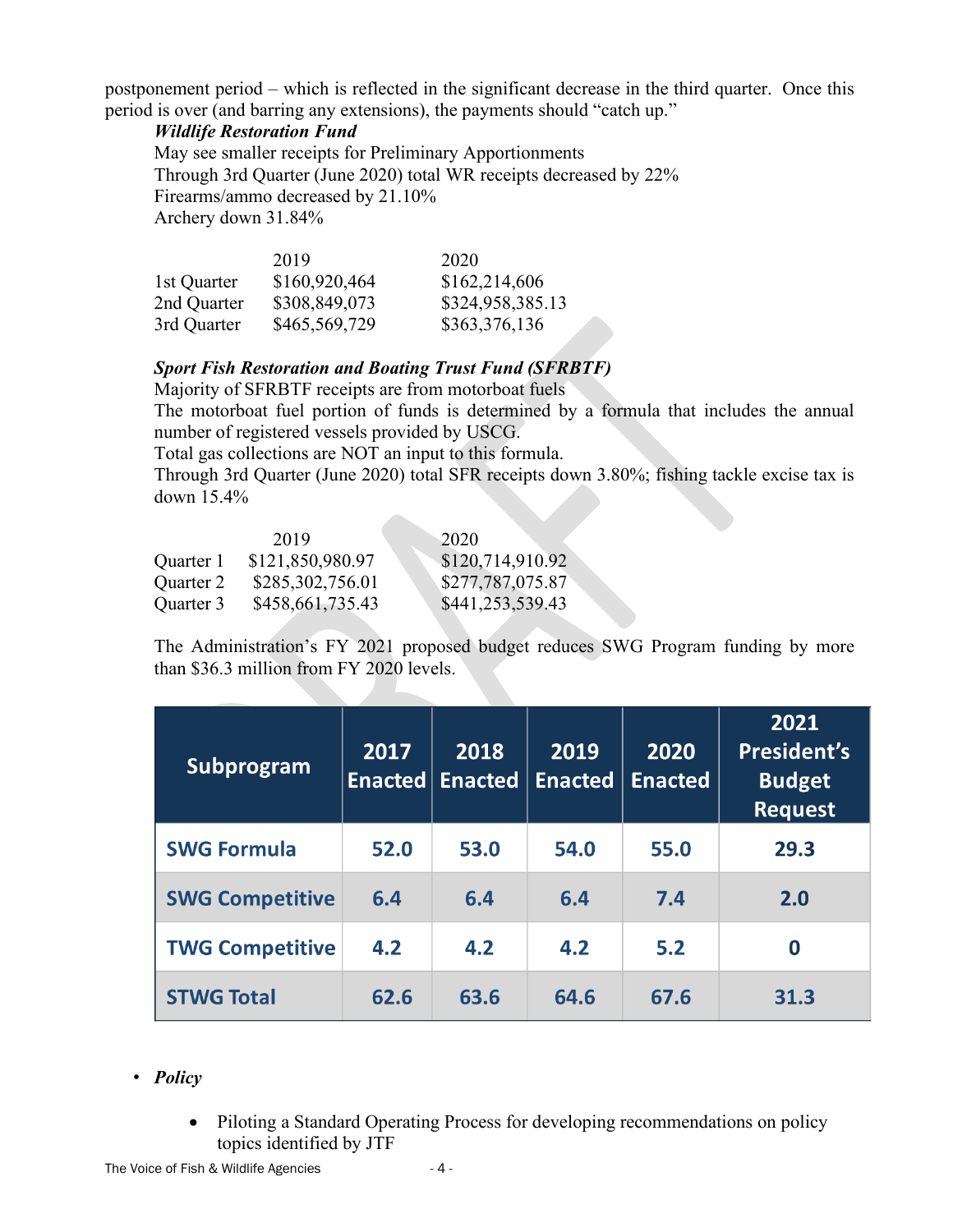postponement period – which is reflected in the significant decrease in the third quarter. Once this period is over (and barring any extensions), the payments should "catch up."

***Wildlife Restoration Fund***

May see smaller receipts for Preliminary Apportionments
Through 3rd Quarter (June 2020) total WR receipts decreased by 22%
Firearms/ammo decreased by 21.10%
Archery down 31.84%

| | 2019 | 2020 |
|---|---|---|
| 1st Quarter | $160,920,464 | $162,214,606 |
| 2nd Quarter | $308,849,073 | $324,958,385.13 |
| 3rd Quarter | $465,569,729 | $363,376,136 |

***Sport Fish Restoration and Boating Trust Fund (SFRBTF)***

Majority of SFRBTF receipts are from motorboat fuels
The motorboat fuel portion of funds is determined by a formula that includes the annual number of registered vessels provided by USCG.
Total gas collections are NOT an input to this formula.
Through 3rd Quarter (June 2020) total SFR receipts down 3.80%; fishing tackle excise tax is down 15.4%

| | 2019 | 2020 |
|---|---|---|
| Quarter 1 | $121,850,980.97 | $120,714,910.92 |
| Quarter 2 | $285,302,756.01 | $277,787,075.87 |
| Quarter 3 | $458,661,735.43 | $441,253,539.43 |

The Administration's FY 2021 proposed budget reduces SWG Program funding by more than $36.3 million from FY 2020 levels.

| Subprogram | 2017 Enacted | 2018 Enacted | 2019 Enacted | 2020 Enacted | 2021 President's Budget Request |
|---|---|---|---|---|---|
| SWG Formula | 52.0 | 53.0 | 54.0 | 55.0 | 29.3 |
| SWG Competitive | 6.4 | 6.4 | 6.4 | 7.4 | 2.0 |
| TWG Competitive | 4.2 | 4.2 | 4.2 | 5.2 | 0 |
| STWG Total | 62.6 | 63.6 | 64.6 | 67.6 | 31.3 |

- ***Policy***
  - Piloting a Standard Operating Process for developing recommendations on policy topics identified by JTF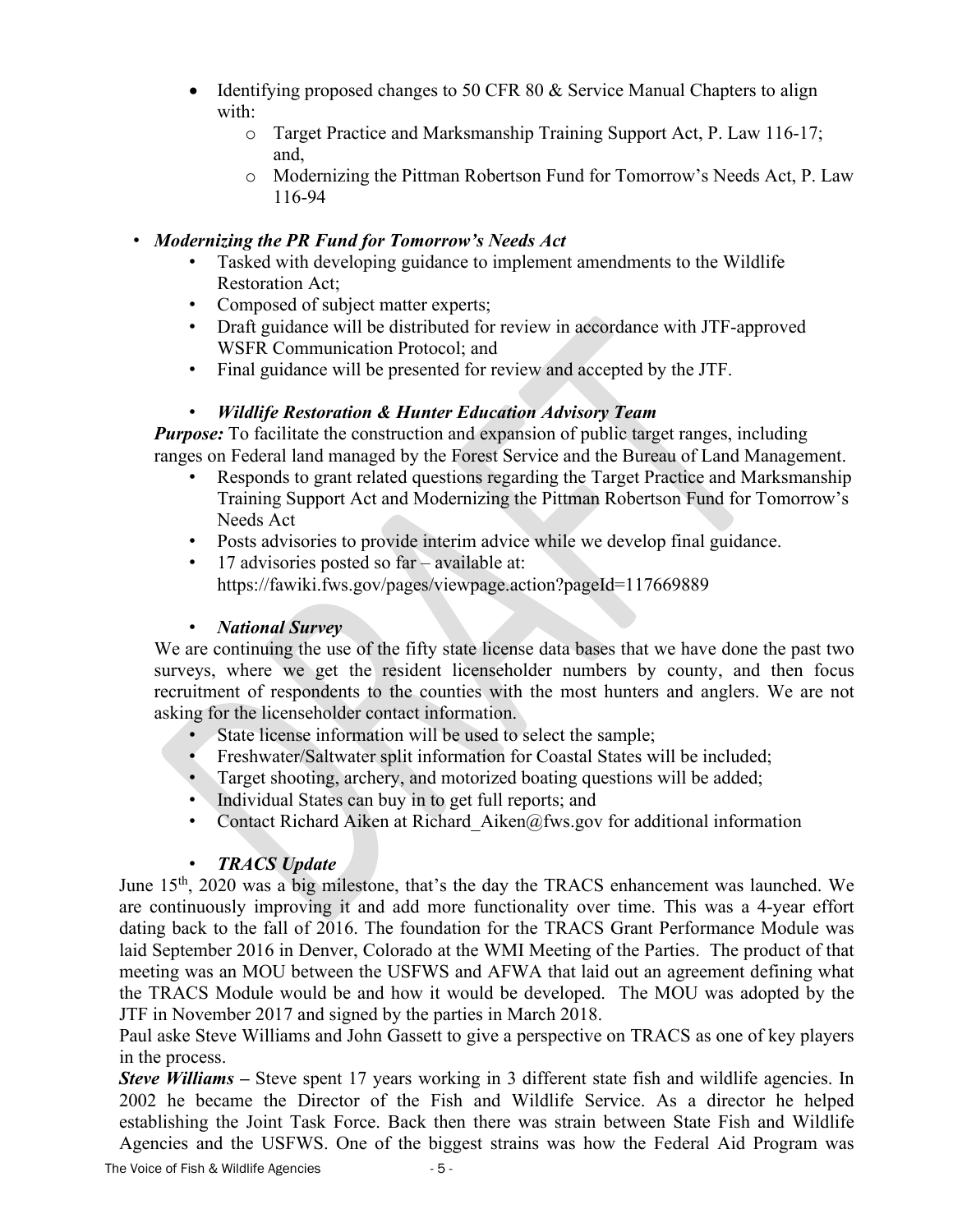- Identifying proposed changes to 50 CFR 80 & Service Manual Chapters to align with:
  - Target Practice and Marksmanship Training Support Act, P. Law 116-17; and,
  - Modernizing the Pittman Robertson Fund for Tomorrow's Needs Act, P. Law 116-94

- ***Modernizing the PR Fund for Tomorrow's Needs Act***
  - Tasked with developing guidance to implement amendments to the Wildlife Restoration Act;
  - Composed of subject matter experts;
  - Draft guidance will be distributed for review in accordance with JTF-approved WSFR Communication Protocol; and
  - Final guidance will be presented for review and accepted by the JTF.

- ***Wildlife Restoration & Hunter Education Advisory Team***

***Purpose:*** To facilitate the construction and expansion of public target ranges, including ranges on Federal land managed by the Forest Service and the Bureau of Land Management.

- Responds to grant related questions regarding the Target Practice and Marksmanship Training Support Act and Modernizing the Pittman Robertson Fund for Tomorrow's Needs Act
- Posts advisories to provide interim advice while we develop final guidance.
- 17 advisories posted so far – available at: https://fawiki.fws.gov/pages/viewpage.action?pageId=117669889

- ***National Survey***

We are continuing the use of the fifty state license data bases that we have done the past two surveys, where we get the resident licenseholder numbers by county, and then focus recruitment of respondents to the counties with the most hunters and anglers. We are not asking for the licenseholder contact information.

- State license information will be used to select the sample;
- Freshwater/Saltwater split information for Coastal States will be included;
- Target shooting, archery, and motorized boating questions will be added;
- Individual States can buy in to get full reports; and
- Contact Richard Aiken at Richard_Aiken@fws.gov for additional information

- ***TRACS Update***

June 15th, 2020 was a big milestone, that's the day the TRACS enhancement was launched. We are continuously improving it and add more functionality over time. This was a 4-year effort dating back to the fall of 2016. The foundation for the TRACS Grant Performance Module was laid September 2016 in Denver, Colorado at the WMI Meeting of the Parties. The product of that meeting was an MOU between the USFWS and AFWA that laid out an agreement defining what the TRACS Module would be and how it would be developed. The MOU was adopted by the JTF in November 2017 and signed by the parties in March 2018.

Paul aske Steve Williams and John Gassett to give a perspective on TRACS as one of key players in the process.

***Steve Williams –*** Steve spent 17 years working in 3 different state fish and wildlife agencies. In 2002 he became the Director of the Fish and Wildlife Service. As a director he helped establishing the Joint Task Force. Back then there was strain between State Fish and Wildlife Agencies and the USFWS. One of the biggest strains was how the Federal Aid Program was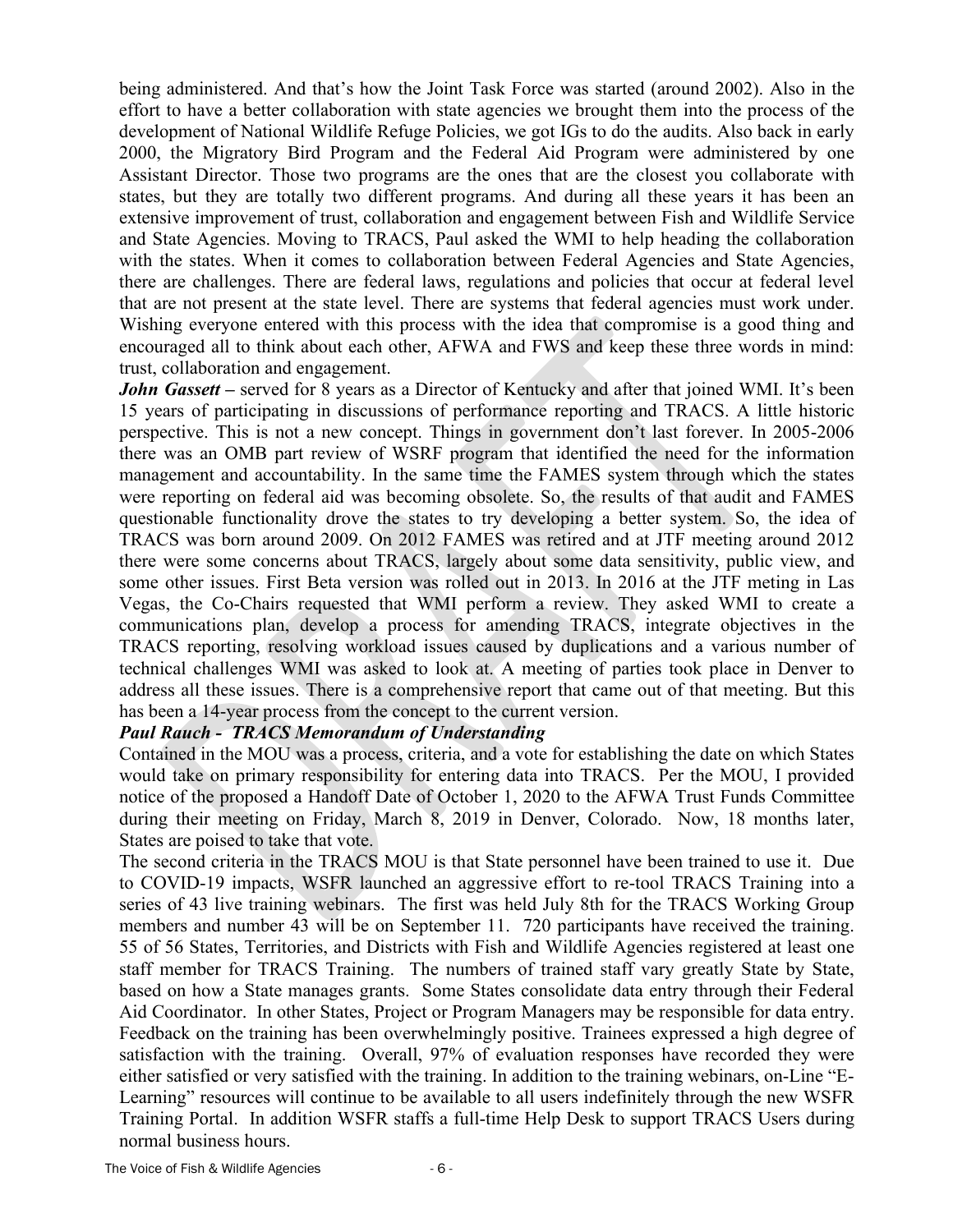being administered. And that's how the Joint Task Force was started (around 2002). Also in the effort to have a better collaboration with state agencies we brought them into the process of the development of National Wildlife Refuge Policies, we got IGs to do the audits. Also back in early 2000, the Migratory Bird Program and the Federal Aid Program were administered by one Assistant Director. Those two programs are the ones that are the closest you collaborate with states, but they are totally two different programs. And during all these years it has been an extensive improvement of trust, collaboration and engagement between Fish and Wildlife Service and State Agencies. Moving to TRACS, Paul asked the WMI to help heading the collaboration with the states. When it comes to collaboration between Federal Agencies and State Agencies, there are challenges. There are federal laws, regulations and policies that occur at federal level that are not present at the state level. There are systems that federal agencies must work under. Wishing everyone entered with this process with the idea that compromise is a good thing and encouraged all to think about each other, AFWA and FWS and keep these three words in mind: trust, collaboration and engagement.

***John Gassett*** – served for 8 years as a Director of Kentucky and after that joined WMI. It's been 15 years of participating in discussions of performance reporting and TRACS. A little historic perspective. This is not a new concept. Things in government don't last forever. In 2005-2006 there was an OMB part review of WSRF program that identified the need for the information management and accountability. In the same time the FAMES system through which the states were reporting on federal aid was becoming obsolete. So, the results of that audit and FAMES questionable functionality drove the states to try developing a better system. So, the idea of TRACS was born around 2009. On 2012 FAMES was retired and at JTF meeting around 2012 there were some concerns about TRACS, largely about some data sensitivity, public view, and some other issues. First Beta version was rolled out in 2013. In 2016 at the JTF meting in Las Vegas, the Co-Chairs requested that WMI perform a review. They asked WMI to create a communications plan, develop a process for amending TRACS, integrate objectives in the TRACS reporting, resolving workload issues caused by duplications and a various number of technical challenges WMI was asked to look at. A meeting of parties took place in Denver to address all these issues. There is a comprehensive report that came out of that meeting. But this has been a 14-year process from the concept to the current version.

***Paul Rauch - TRACS Memorandum of Understanding***

Contained in the MOU was a process, criteria, and a vote for establishing the date on which States would take on primary responsibility for entering data into TRACS. Per the MOU, I provided notice of the proposed a Handoff Date of October 1, 2020 to the AFWA Trust Funds Committee during their meeting on Friday, March 8, 2019 in Denver, Colorado. Now, 18 months later, States are poised to take that vote.

The second criteria in the TRACS MOU is that State personnel have been trained to use it. Due to COVID-19 impacts, WSFR launched an aggressive effort to re-tool TRACS Training into a series of 43 live training webinars. The first was held July 8th for the TRACS Working Group members and number 43 will be on September 11. 720 participants have received the training. 55 of 56 States, Territories, and Districts with Fish and Wildlife Agencies registered at least one staff member for TRACS Training. The numbers of trained staff vary greatly State by State, based on how a State manages grants. Some States consolidate data entry through their Federal Aid Coordinator. In other States, Project or Program Managers may be responsible for data entry. Feedback on the training has been overwhelmingly positive. Trainees expressed a high degree of satisfaction with the training. Overall, 97% of evaluation responses have recorded they were either satisfied or very satisfied with the training. In addition to the training webinars, on-Line "E-Learning" resources will continue to be available to all users indefinitely through the new WSFR Training Portal. In addition WSFR staffs a full-time Help Desk to support TRACS Users during normal business hours.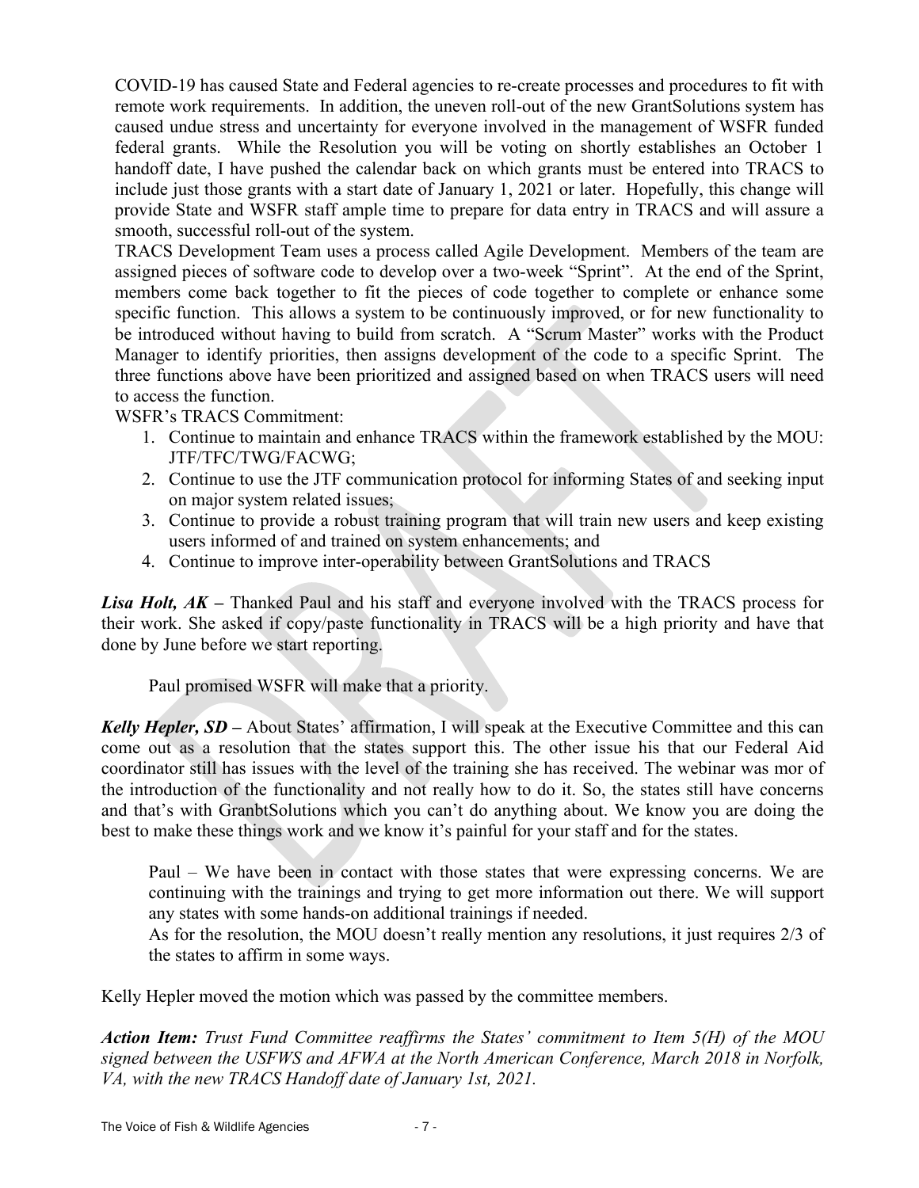COVID-19 has caused State and Federal agencies to re-create processes and procedures to fit with remote work requirements. In addition, the uneven roll-out of the new GrantSolutions system has caused undue stress and uncertainty for everyone involved in the management of WSFR funded federal grants. While the Resolution you will be voting on shortly establishes an October 1 handoff date, I have pushed the calendar back on which grants must be entered into TRACS to include just those grants with a start date of January 1, 2021 or later. Hopefully, this change will provide State and WSFR staff ample time to prepare for data entry in TRACS and will assure a smooth, successful roll-out of the system.

TRACS Development Team uses a process called Agile Development. Members of the team are assigned pieces of software code to develop over a two-week "Sprint". At the end of the Sprint, members come back together to fit the pieces of code together to complete or enhance some specific function. This allows a system to be continuously improved, or for new functionality to be introduced without having to build from scratch. A "Scrum Master" works with the Product Manager to identify priorities, then assigns development of the code to a specific Sprint. The three functions above have been prioritized and assigned based on when TRACS users will need to access the function.

WSFR's TRACS Commitment:

1. Continue to maintain and enhance TRACS within the framework established by the MOU: JTF/TFC/TWG/FACWG;
2. Continue to use the JTF communication protocol for informing States of and seeking input on major system related issues;
3. Continue to provide a robust training program that will train new users and keep existing users informed of and trained on system enhancements; and
4. Continue to improve inter-operability between GrantSolutions and TRACS

***Lisa Holt, AK –*** Thanked Paul and his staff and everyone involved with the TRACS process for their work. She asked if copy/paste functionality in TRACS will be a high priority and have that done by June before we start reporting.

Paul promised WSFR will make that a priority.

***Kelly Hepler, SD –*** About States' affirmation, I will speak at the Executive Committee and this can come out as a resolution that the states support this. The other issue his that our Federal Aid coordinator still has issues with the level of the training she has received. The webinar was mor of the introduction of the functionality and not really how to do it. So, the states still have concerns and that's with GranbtSolutions which you can't do anything about. We know you are doing the best to make these things work and we know it's painful for your staff and for the states.

Paul – We have been in contact with those states that were expressing concerns. We are continuing with the trainings and trying to get more information out there. We will support any states with some hands-on additional trainings if needed.

As for the resolution, the MOU doesn't really mention any resolutions, it just requires 2/3 of the states to affirm in some ways.

Kelly Hepler moved the motion which was passed by the committee members.

***Action Item:*** *Trust Fund Committee reaffirms the States' commitment to Item 5(H) of the MOU signed between the USFWS and AFWA at the North American Conference, March 2018 in Norfolk, VA, with the new TRACS Handoff date of January 1st, 2021.*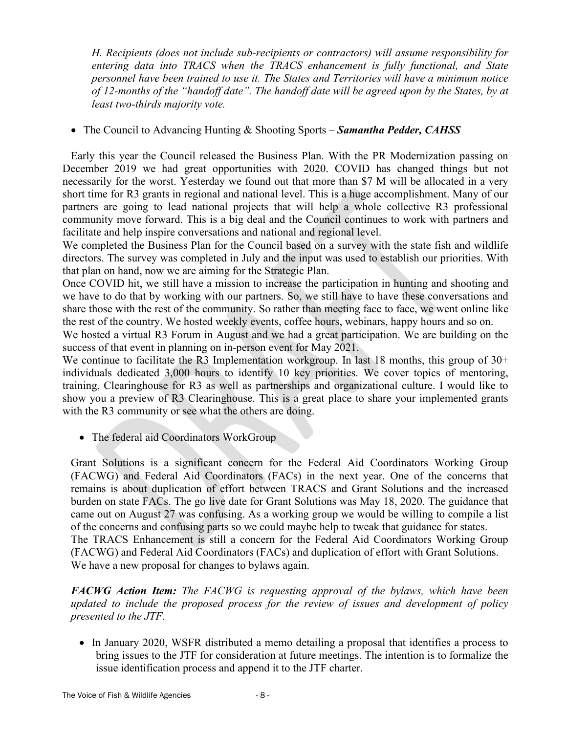*H. Recipients (does not include sub-recipients or contractors) will assume responsibility for entering data into TRACS when the TRACS enhancement is fully functional, and State personnel have been trained to use it. The States and Territories will have a minimum notice of 12-months of the "handoff date". The handoff date will be agreed upon by the States, by at least two-thirds majority vote.*

- The Council to Advancing Hunting & Shooting Sports – ***Samantha Pedder, CAHSS***

Early this year the Council released the Business Plan. With the PR Modernization passing on December 2019 we had great opportunities with 2020. COVID has changed things but not necessarily for the worst. Yesterday we found out that more than $7 M will be allocated in a very short time for R3 grants in regional and national level. This is a huge accomplishment. Many of our partners are going to lead national projects that will help a whole collective R3 professional community move forward. This is a big deal and the Council continues to work with partners and facilitate and help inspire conversations and national and regional level.

We completed the Business Plan for the Council based on a survey with the state fish and wildlife directors. The survey was completed in July and the input was used to establish our priorities. With that plan on hand, now we are aiming for the Strategic Plan.

Once COVID hit, we still have a mission to increase the participation in hunting and shooting and we have to do that by working with our partners. So, we still have to have these conversations and share those with the rest of the community. So rather than meeting face to face, we went online like the rest of the country. We hosted weekly events, coffee hours, webinars, happy hours and so on.

We hosted a virtual R3 Forum in August and we had a great participation. We are building on the success of that event in planning on in-person event for May 2021.

We continue to facilitate the R3 Implementation workgroup. In last 18 months, this group of 30+ individuals dedicated 3,000 hours to identify 10 key priorities. We cover topics of mentoring, training, Clearinghouse for R3 as well as partnerships and organizational culture. I would like to show you a preview of R3 Clearinghouse. This is a great place to share your implemented grants with the R3 community or see what the others are doing.

- The federal aid Coordinators WorkGroup

Grant Solutions is a significant concern for the Federal Aid Coordinators Working Group (FACWG) and Federal Aid Coordinators (FACs) in the next year. One of the concerns that remains is about duplication of effort between TRACS and Grant Solutions and the increased burden on state FACs. The go live date for Grant Solutions was May 18, 2020. The guidance that came out on August 27 was confusing. As a working group we would be willing to compile a list of the concerns and confusing parts so we could maybe help to tweak that guidance for states.

The TRACS Enhancement is still a concern for the Federal Aid Coordinators Working Group (FACWG) and Federal Aid Coordinators (FACs) and duplication of effort with Grant Solutions.

We have a new proposal for changes to bylaws again.

***FACWG Action Item:*** *The FACWG is requesting approval of the bylaws, which have been updated to include the proposed process for the review of issues and development of policy presented to the JTF.*

- In January 2020, WSFR distributed a memo detailing a proposal that identifies a process to bring issues to the JTF for consideration at future meetings. The intention is to formalize the issue identification process and append it to the JTF charter.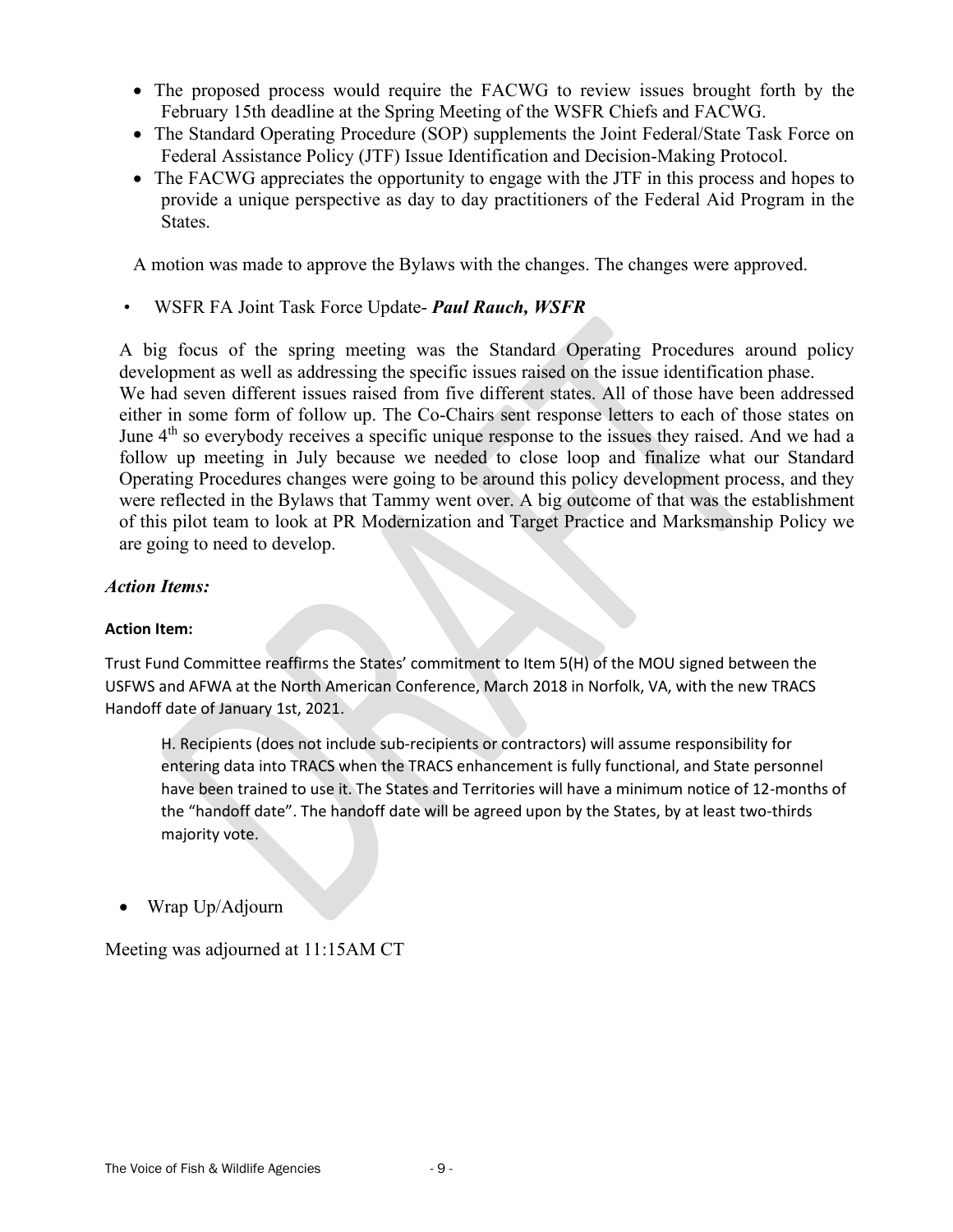- The proposed process would require the FACWG to review issues brought forth by the February 15th deadline at the Spring Meeting of the WSFR Chiefs and FACWG.
- The Standard Operating Procedure (SOP) supplements the Joint Federal/State Task Force on Federal Assistance Policy (JTF) Issue Identification and Decision-Making Protocol.
- The FACWG appreciates the opportunity to engage with the JTF in this process and hopes to provide a unique perspective as day to day practitioners of the Federal Aid Program in the States.

A motion was made to approve the Bylaws with the changes. The changes were approved.

- WSFR FA Joint Task Force Update- ***Paul Rauch, WSFR***

A big focus of the spring meeting was the Standard Operating Procedures around policy development as well as addressing the specific issues raised on the issue identification phase. We had seven different issues raised from five different states. All of those have been addressed either in some form of follow up. The Co-Chairs sent response letters to each of those states on June 4th so everybody receives a specific unique response to the issues they raised. And we had a follow up meeting in July because we needed to close loop and finalize what our Standard Operating Procedures changes were going to be around this policy development process, and they were reflected in the Bylaws that Tammy went over. A big outcome of that was the establishment of this pilot team to look at PR Modernization and Target Practice and Marksmanship Policy we are going to need to develop.

### *Action Items:*

**Action Item:**

Trust Fund Committee reaffirms the States' commitment to Item 5(H) of the MOU signed between the USFWS and AFWA at the North American Conference, March 2018 in Norfolk, VA, with the new TRACS Handoff date of January 1st, 2021.

> H. Recipients (does not include sub-recipients or contractors) will assume responsibility for entering data into TRACS when the TRACS enhancement is fully functional, and State personnel have been trained to use it. The States and Territories will have a minimum notice of 12-months of the "handoff date". The handoff date will be agreed upon by the States, by at least two-thirds majority vote.

- Wrap Up/Adjourn

Meeting was adjourned at 11:15AM CT